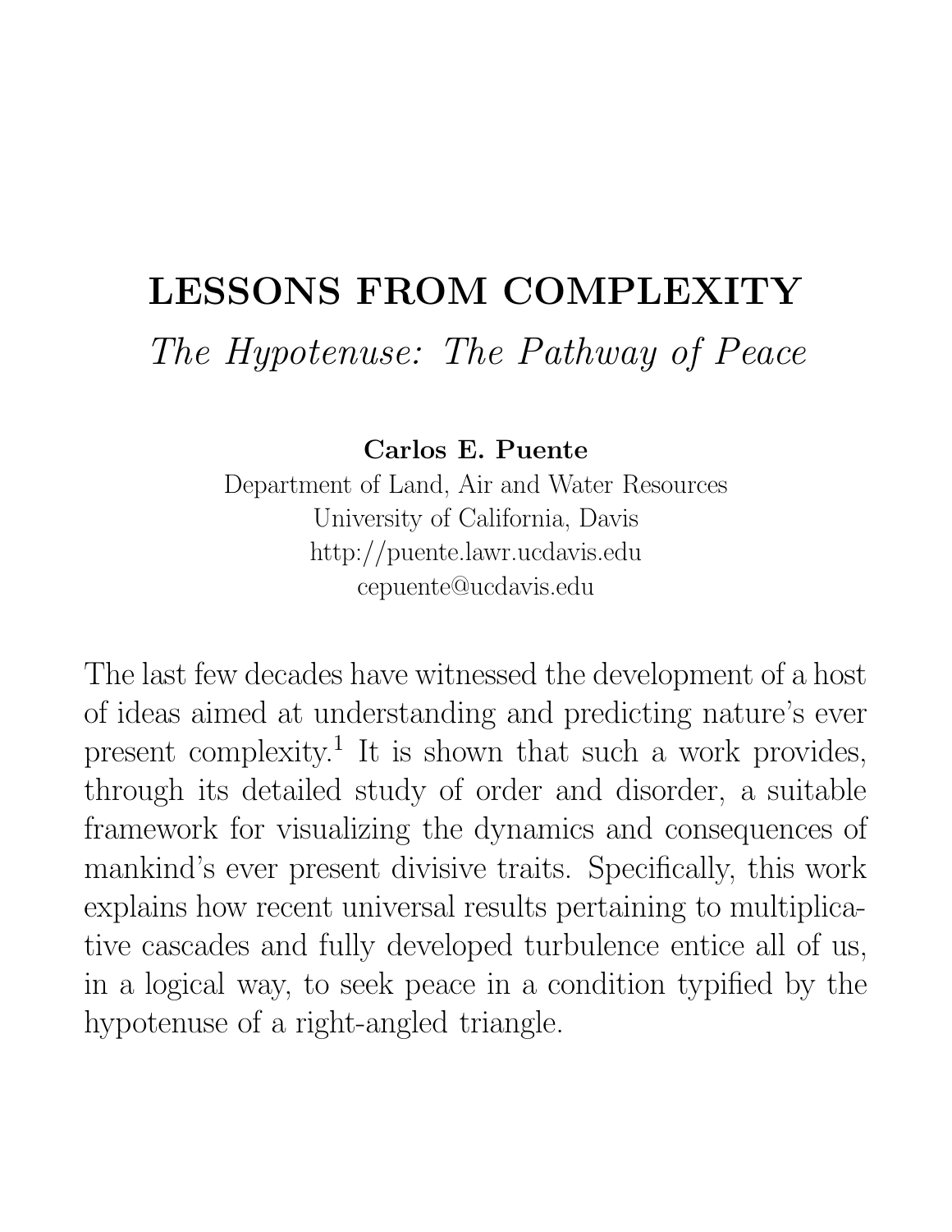# LESSONS FROM COMPLEXITY

*The Hypotenuse: The Pathway of Peace*

**Carlos E. Puente**

Department of Land, Air and Water Resources
University of California, Davis
http://puente.lawr.ucdavis.edu
cepuente@ucdavis.edu

The last few decades have witnessed the development of a host of ideas aimed at understanding and predicting nature's ever present complexity.[1] It is shown that such a work provides, through its detailed study of order and disorder, a suitable framework for visualizing the dynamics and consequences of mankind's ever present divisive traits. Specifically, this work explains how recent universal results pertaining to multiplicative cascades and fully developed turbulence entice all of us, in a logical way, to seek peace in a condition typified by the hypotenuse of a right-angled triangle.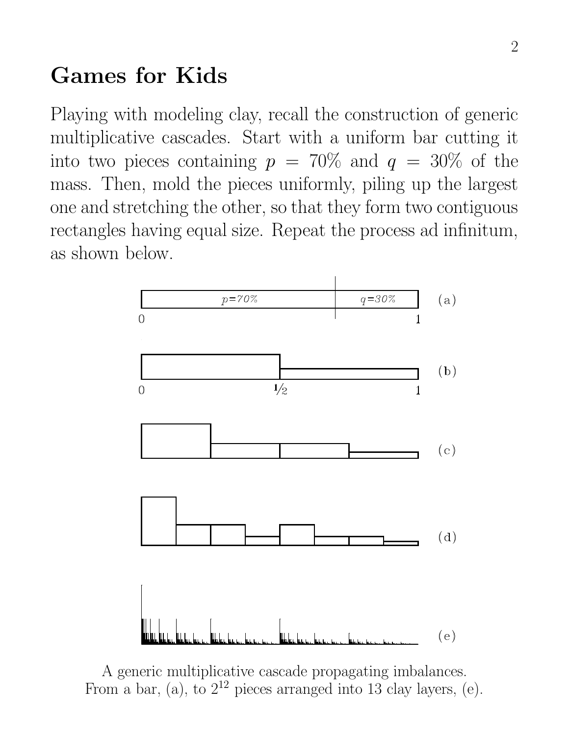## Games for Kids

Playing with modeling clay, recall the construction of generic multiplicative cascades. Start with a uniform bar cutting it into two pieces containing $p = 70\%$ and $q = 30\%$ of the mass. Then, mold the pieces uniformly, piling up the largest one and stretching the other, so that they form two contiguous rectangles having equal size. Repeat the process ad infinitum, as shown below.

A generic multiplicative cascade propagating imbalances.
From a bar, (a), to $2^{12}$ pieces arranged into 13 clay layers, (e).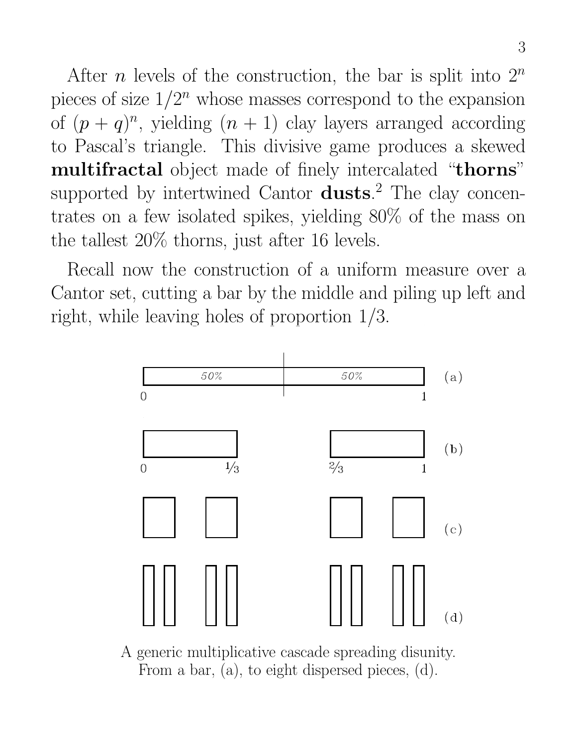After $n$ levels of the construction, the bar is split into $2^n$ pieces of size $1/2^n$ whose masses correspond to the expansion of $(p+q)^n$, yielding $(n+1)$ clay layers arranged according to Pascal's triangle. This divisive game produces a skewed **multifractal** object made of finely intercalated "**thorns**" supported by intertwined Cantor **dusts**.[2] The clay concentrates on a few isolated spikes, yielding 80% of the mass on the tallest 20% thorns, just after 16 levels.

Recall now the construction of a uniform measure over a Cantor set, cutting a bar by the middle and piling up left and right, while leaving holes of proportion 1/3.

A generic multiplicative cascade spreading disunity.
From a bar, (a), to eight dispersed pieces, (d).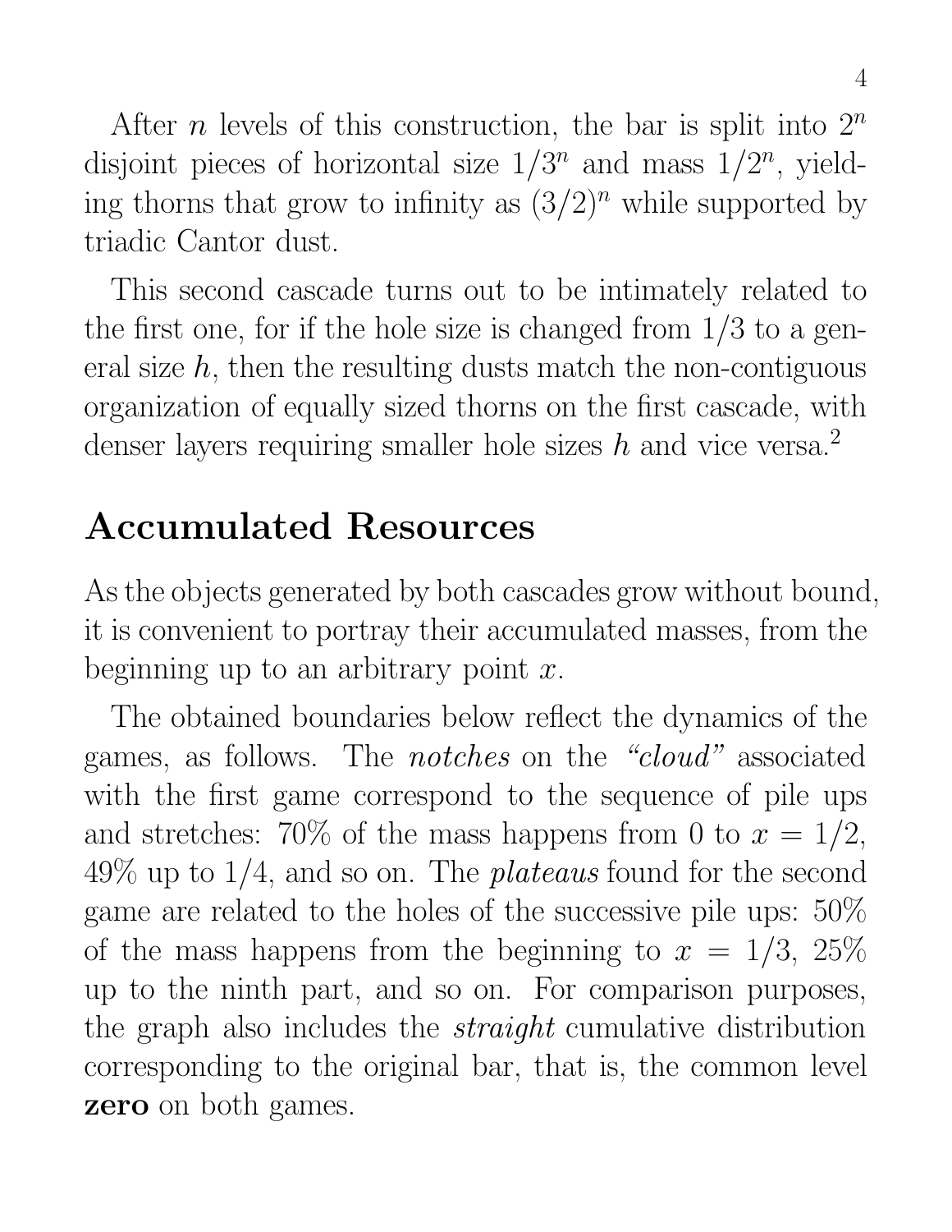After $n$ levels of this construction, the bar is split into $2^n$ disjoint pieces of horizontal size $1/3^n$ and mass $1/2^n$, yielding thorns that grow to infinity as $(3/2)^n$ while supported by triadic Cantor dust.

This second cascade turns out to be intimately related to the first one, for if the hole size is changed from $1/3$ to a general size $h$, then the resulting dusts match the non-contiguous organization of equally sized thorns on the first cascade, with denser layers requiring smaller hole sizes $h$ and vice versa.[2]

## Accumulated Resources

As the objects generated by both cascades grow without bound, it is convenient to portray their accumulated masses, from the beginning up to an arbitrary point $x$.

The obtained boundaries below reflect the dynamics of the games, as follows. The *notches* on the *"cloud"* associated with the first game correspond to the sequence of pile ups and stretches: 70% of the mass happens from 0 to $x = 1/2$, 49% up to $1/4$, and so on. The *plateaus* found for the second game are related to the holes of the successive pile ups: 50% of the mass happens from the beginning to $x = 1/3$, 25% up to the ninth part, and so on. For comparison purposes, the graph also includes the *straight* cumulative distribution corresponding to the original bar, that is, the common level **zero** on both games.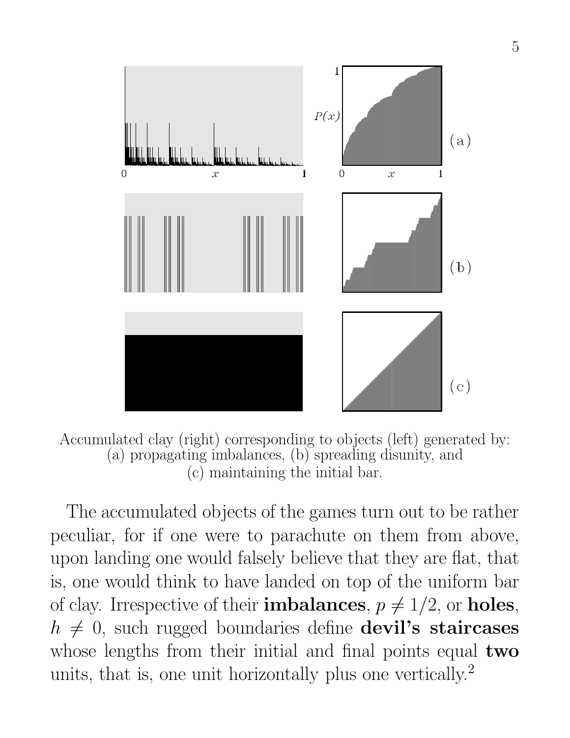Accumulated clay (right) corresponding to objects (left) generated by: (a) propagating imbalances, (b) spreading disunity, and (c) maintaining the initial bar.

The accumulated objects of the games turn out to be rather peculiar, for if one were to parachute on them from above, upon landing one would falsely believe that they are flat, that is, one would think to have landed on top of the uniform bar of clay. Irrespective of their **imbalances**, $p \neq 1/2$, or **holes**, $h \neq 0$, such rugged boundaries define **devil's staircases** whose lengths from their initial and final points equal **two** units, that is, one unit horizontally plus one vertically.[2]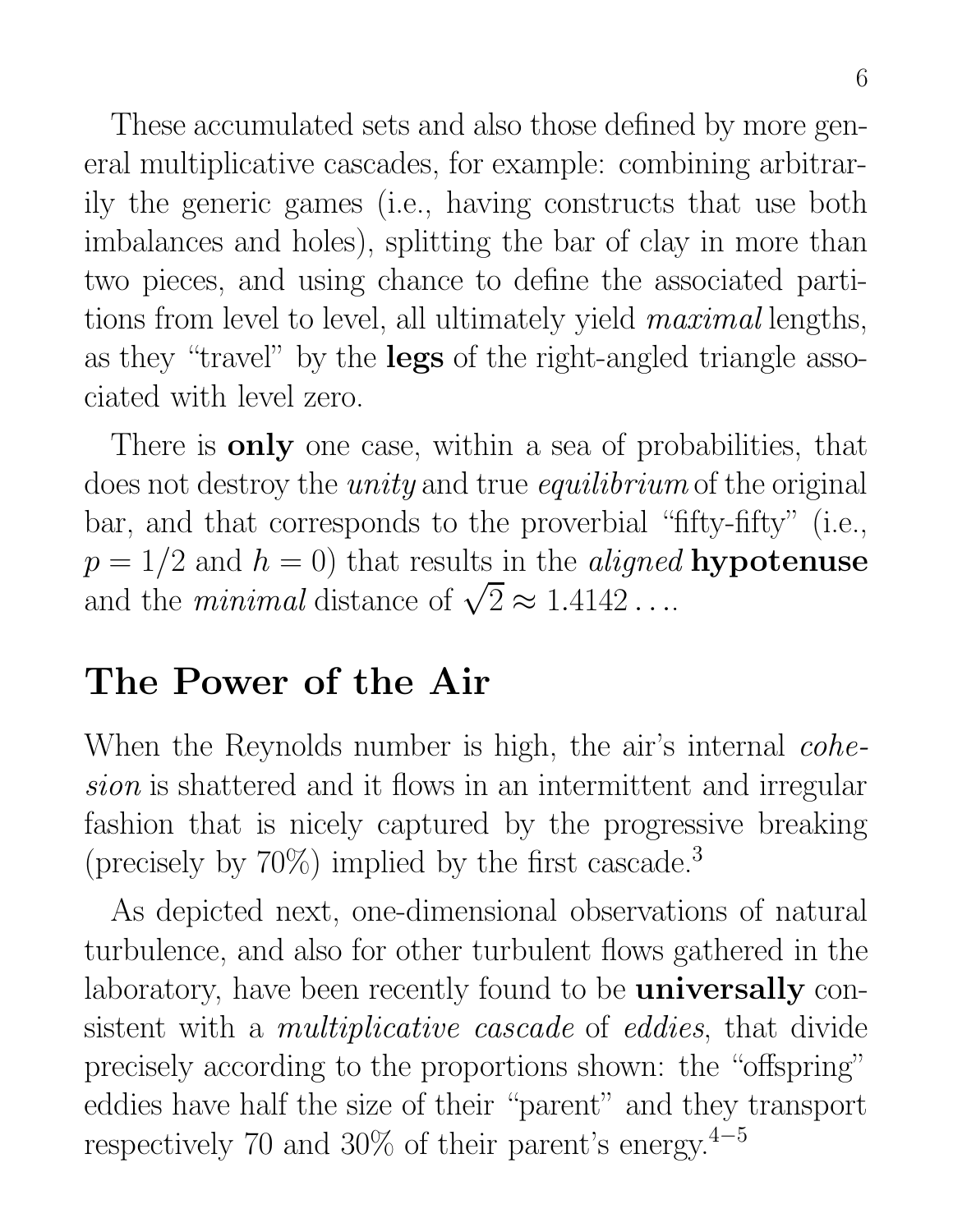These accumulated sets and also those defined by more general multiplicative cascades, for example: combining arbitrarily the generic games (i.e., having constructs that use both imbalances and holes), splitting the bar of clay in more than two pieces, and using chance to define the associated partitions from level to level, all ultimately yield *maximal* lengths, as they "travel" by the **legs** of the right-angled triangle associated with level zero.

There is **only** one case, within a sea of probabilities, that does not destroy the *unity* and true *equilibrium* of the original bar, and that corresponds to the proverbial "fifty-fifty" (i.e., $p = 1/2$ and $h = 0$) that results in the *aligned* **hypotenuse** and the *minimal* distance of $\sqrt{2} \approx 1.4142\ldots$.

## The Power of the Air

When the Reynolds number is high, the air's internal *cohesion* is shattered and it flows in an intermittent and irregular fashion that is nicely captured by the progressive breaking (precisely by 70%) implied by the first cascade.[3]

As depicted next, one-dimensional observations of natural turbulence, and also for other turbulent flows gathered in the laboratory, have been recently found to be **universally** consistent with a *multiplicative cascade* of *eddies*, that divide precisely according to the proportions shown: the "offspring" eddies have half the size of their "parent" and they transport respectively 70 and 30% of their parent's energy.[4–5]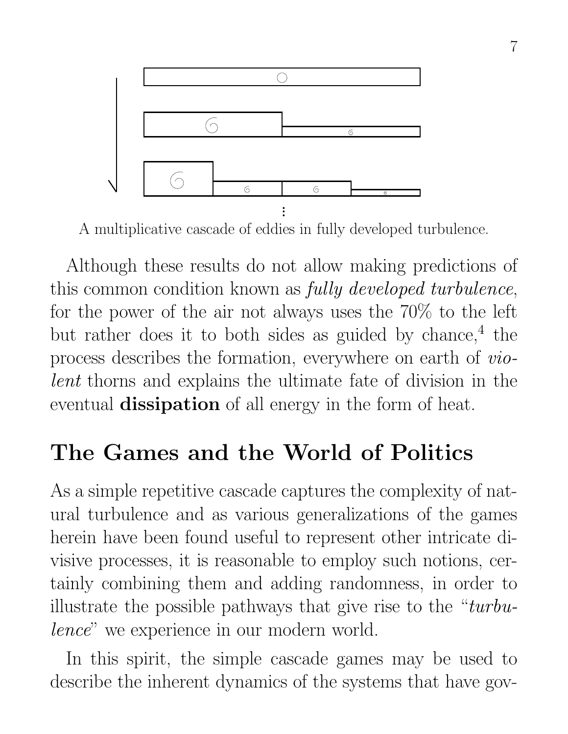A multiplicative cascade of eddies in fully developed turbulence.

Although these results do not allow making predictions of this common condition known as *fully developed turbulence*, for the power of the air not always uses the 70% to the left but rather does it to both sides as guided by chance,[4] the process describes the formation, everywhere on earth of *violent* thorns and explains the ultimate fate of division in the eventual **dissipation** of all energy in the form of heat.

## The Games and the World of Politics

As a simple repetitive cascade captures the complexity of natural turbulence and as various generalizations of the games herein have been found useful to represent other intricate divisive processes, it is reasonable to employ such notions, certainly combining them and adding randomness, in order to illustrate the possible pathways that give rise to the "*turbulence*" we experience in our modern world.

In this spirit, the simple cascade games may be used to describe the inherent dynamics of the systems that have gov-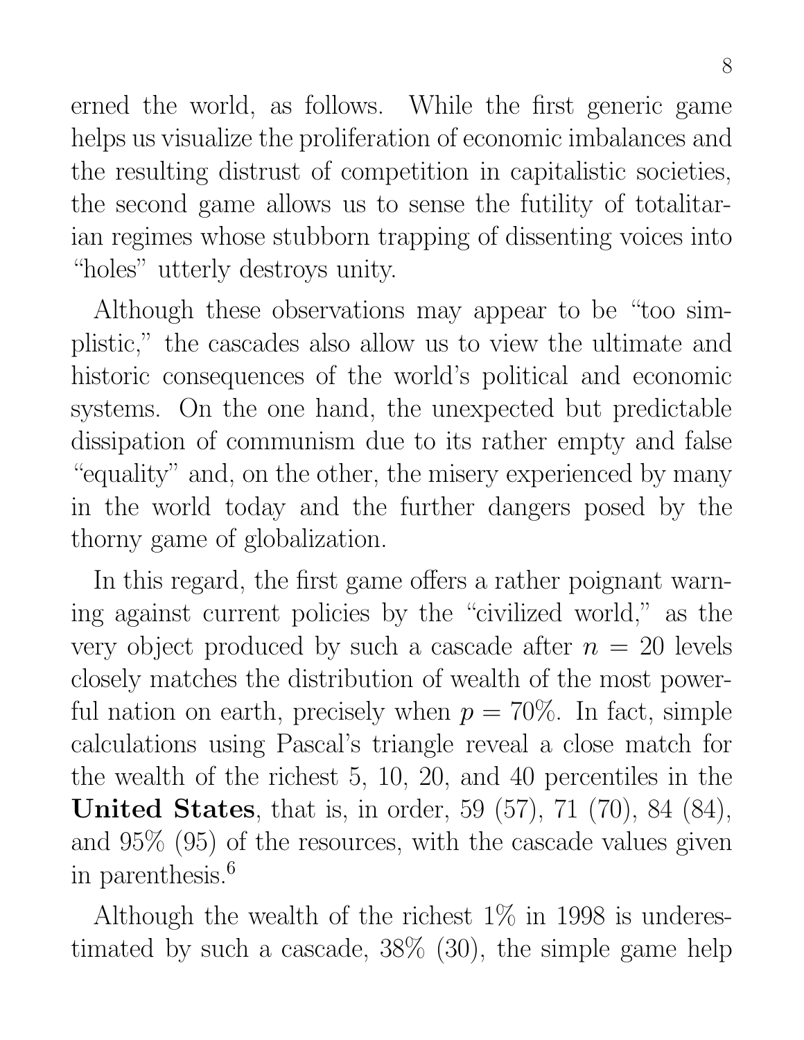erned the world, as follows. While the first generic game helps us visualize the proliferation of economic imbalances and the resulting distrust of competition in capitalistic societies, the second game allows us to sense the futility of totalitarian regimes whose stubborn trapping of dissenting voices into "holes" utterly destroys unity.

Although these observations may appear to be "too simplistic," the cascades also allow us to view the ultimate and historic consequences of the world's political and economic systems. On the one hand, the unexpected but predictable dissipation of communism due to its rather empty and false "equality" and, on the other, the misery experienced by many in the world today and the further dangers posed by the thorny game of globalization.

In this regard, the first game offers a rather poignant warning against current policies by the "civilized world," as the very object produced by such a cascade after $n = 20$ levels closely matches the distribution of wealth of the most powerful nation on earth, precisely when $p = 70\%$. In fact, simple calculations using Pascal's triangle reveal a close match for the wealth of the richest 5, 10, 20, and 40 percentiles in the **United States**, that is, in order, 59 (57), 71 (70), 84 (84), and 95% (95) of the resources, with the cascade values given in parenthesis.[6]

Although the wealth of the richest 1% in 1998 is underestimated by such a cascade, 38% (30), the simple game help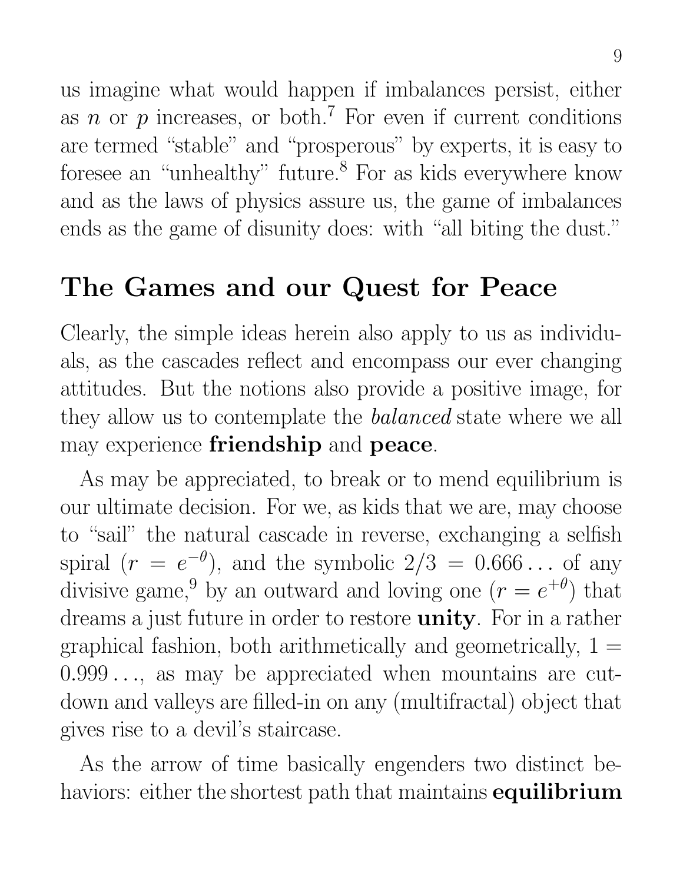us imagine what would happen if imbalances persist, either as $n$ or $p$ increases, or both.[7] For even if current conditions are termed "stable" and "prosperous" by experts, it is easy to foresee an "unhealthy" future.[8] For as kids everywhere know and as the laws of physics assure us, the game of imbalances ends as the game of disunity does: with "all biting the dust."

## The Games and our Quest for Peace

Clearly, the simple ideas herein also apply to us as individuals, as the cascades reflect and encompass our ever changing attitudes. But the notions also provide a positive image, for they allow us to contemplate the *balanced* state where we all may experience **friendship** and **peace**.

As may be appreciated, to break or to mend equilibrium is our ultimate decision. For we, as kids that we are, may choose to "sail" the natural cascade in reverse, exchanging a selfish spiral ($r = e^{-\theta}$), and the symbolic $2/3 = 0.666\ldots$ of any divisive game,[9] by an outward and loving one ($r = e^{+\theta}$) that dreams a just future in order to restore **unity**. For in a rather graphical fashion, both arithmetically and geometrically, $1 = 0.999\ldots$, as may be appreciated when mountains are cut-down and valleys are filled-in on any (multifractal) object that gives rise to a devil's staircase.

As the arrow of time basically engenders two distinct behaviors: either the shortest path that maintains **equilibrium**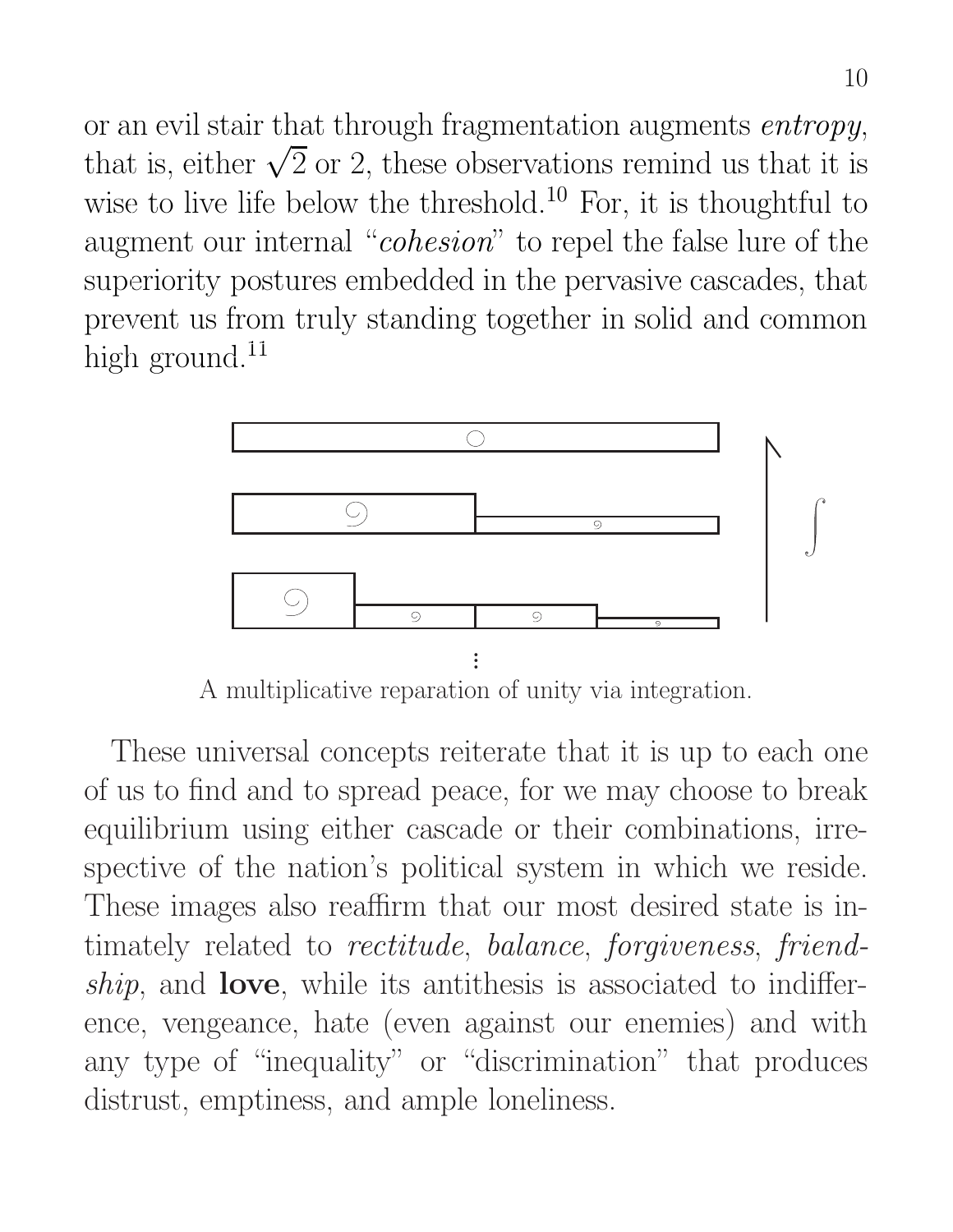or an evil stair that through fragmentation augments *entropy*, that is, either $\sqrt{2}$ or 2, these observations remind us that it is wise to live life below the threshold.[10] For, it is thoughtful to augment our internal "*cohesion*" to repel the false lure of the superiority postures embedded in the pervasive cascades, that prevent us from truly standing together in solid and common high ground.[11]

A multiplicative reparation of unity via integration.

These universal concepts reiterate that it is up to each one of us to find and to spread peace, for we may choose to break equilibrium using either cascade or their combinations, irrespective of the nation's political system in which we reside. These images also reaffirm that our most desired state is intimately related to *rectitude*, *balance*, *forgiveness*, *friendship*, and **love**, while its antithesis is associated to indifference, vengeance, hate (even against our enemies) and with any type of "inequality" or "discrimination" that produces distrust, emptiness, and ample loneliness.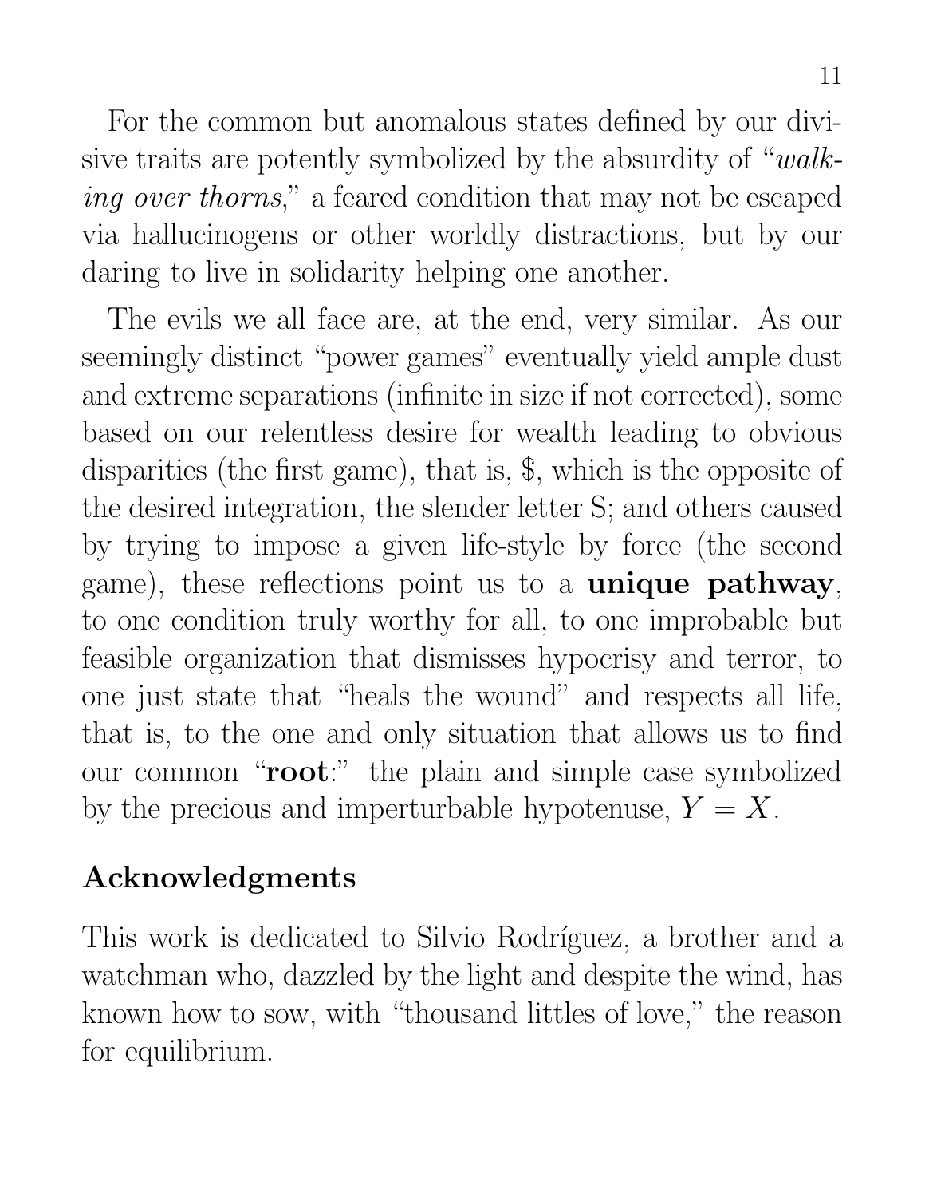For the common but anomalous states defined by our divisive traits are potently symbolized by the absurdity of "*walking over thorns*," a feared condition that may not be escaped via hallucinogens or other worldly distractions, but by our daring to live in solidarity helping one another.

The evils we all face are, at the end, very similar. As our seemingly distinct "power games" eventually yield ample dust and extreme separations (infinite in size if not corrected), some based on our relentless desire for wealth leading to obvious disparities (the first game), that is, $, which is the opposite of the desired integration, the slender letter S; and others caused by trying to impose a given life-style by force (the second game), these reflections point us to a **unique pathway**, to one condition truly worthy for all, to one improbable but feasible organization that dismisses hypocrisy and terror, to one just state that "heals the wound" and respects all life, that is, to the one and only situation that allows us to find our common "**root**:" the plain and simple case symbolized by the precious and imperturbable hypotenuse, $Y = X$.

## Acknowledgments

This work is dedicated to Silvio Rodríguez, a brother and a watchman who, dazzled by the light and despite the wind, has known how to sow, with "thousand littles of love," the reason for equilibrium.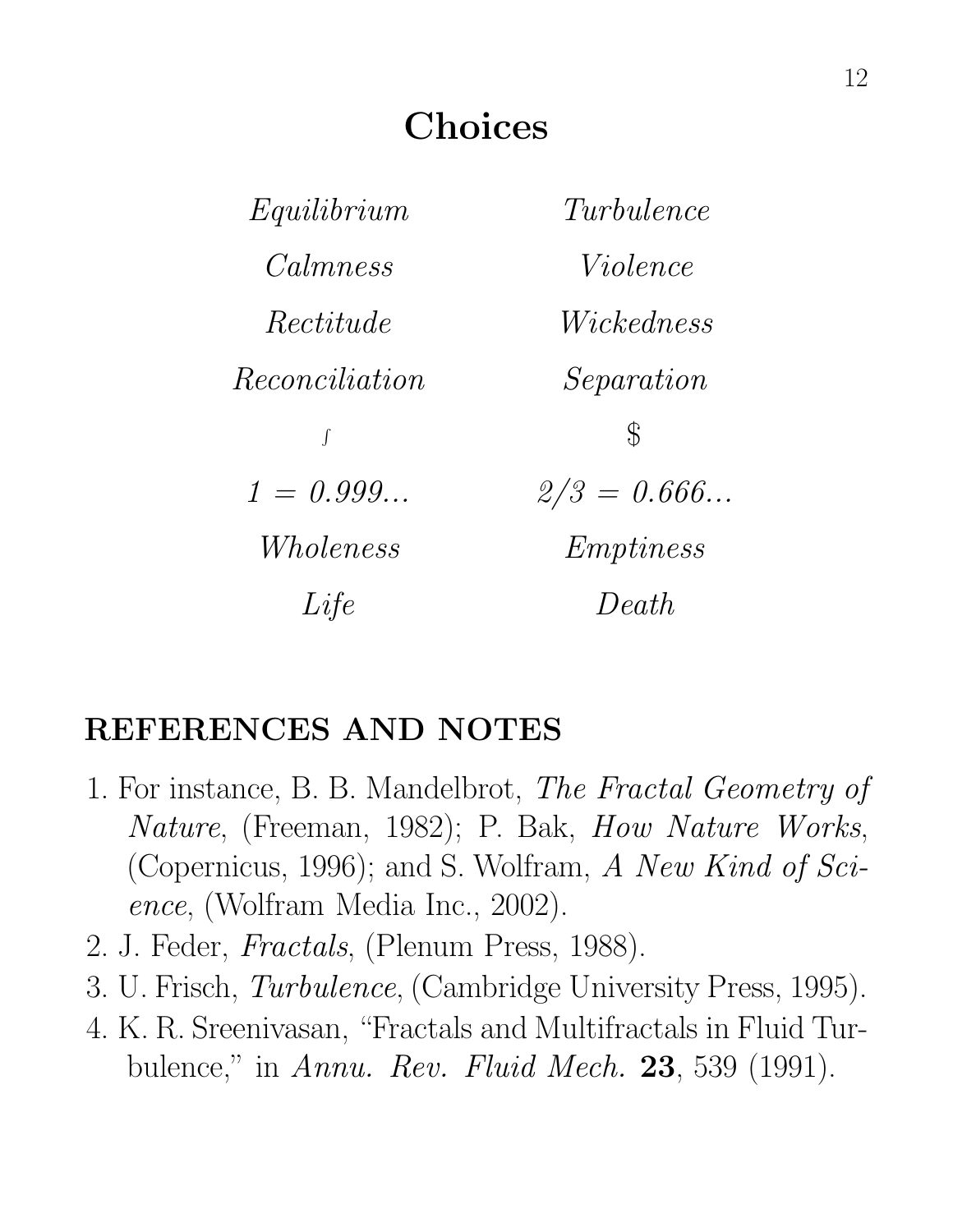# Choices

| | |
|---|---|
| *Equilibrium* | *Turbulence* |
| *Calmness* | *Violence* |
| *Rectitude* | *Wickedness* |
| *Reconciliation* | *Separation* |
| $\int$ | $ |
| *1 = 0.999...* | *2/3 = 0.666...* |
| *Wholeness* | *Emptiness* |
| *Life* | *Death* |

## REFERENCES AND NOTES

1. For instance, B. B. Mandelbrot, *The Fractal Geometry of Nature*, (Freeman, 1982); P. Bak, *How Nature Works*, (Copernicus, 1996); and S. Wolfram, *A New Kind of Science*, (Wolfram Media Inc., 2002).
2. J. Feder, *Fractals*, (Plenum Press, 1988).
3. U. Frisch, *Turbulence*, (Cambridge University Press, 1995).
4. K. R. Sreenivasan, "Fractals and Multifractals in Fluid Turbulence," in *Annu. Rev. Fluid Mech.* **23**, 539 (1991).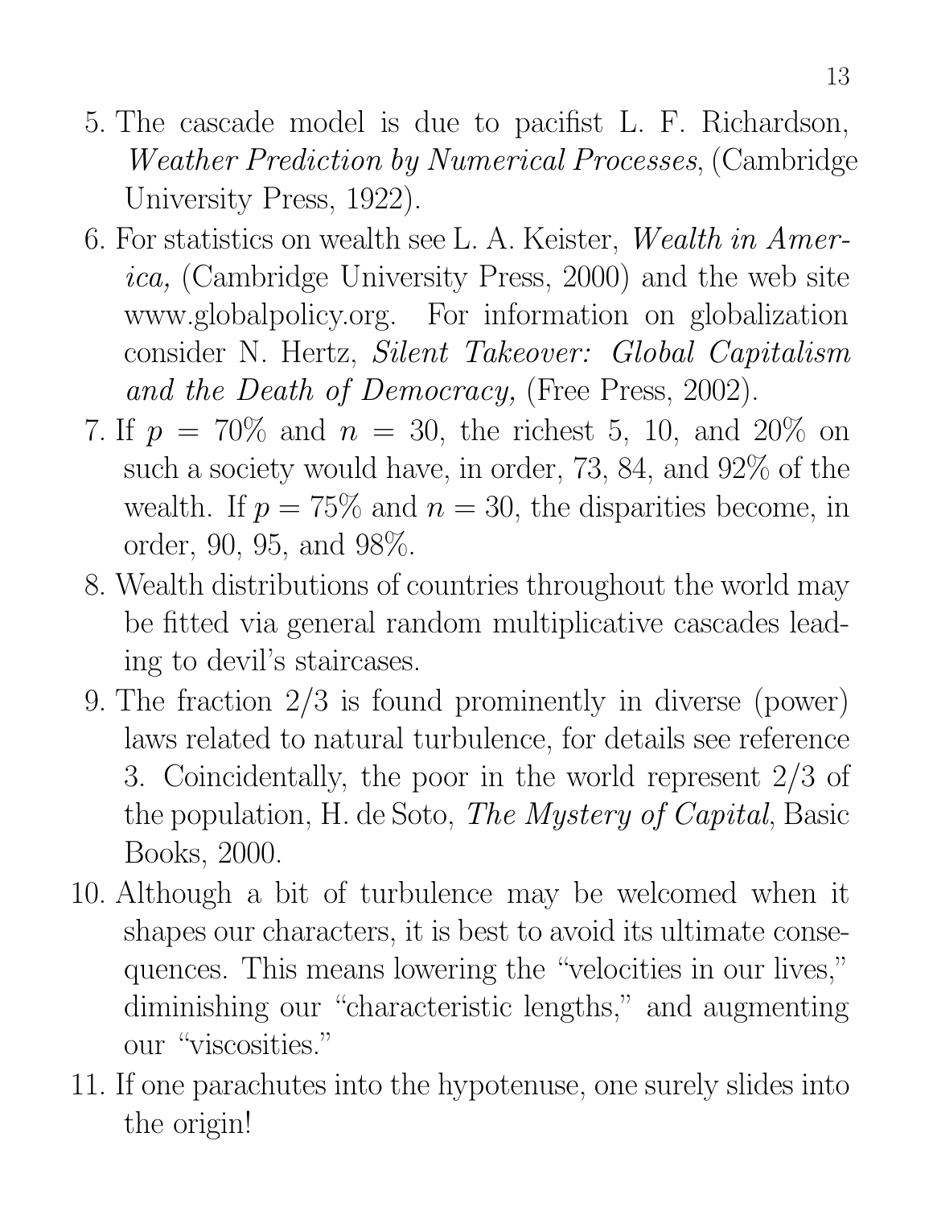5. The cascade model is due to pacifist L. F. Richardson, *Weather Prediction by Numerical Processes*, (Cambridge University Press, 1922).
6. For statistics on wealth see L. A. Keister, *Wealth in America,* (Cambridge University Press, 2000) and the web site www.globalpolicy.org. For information on globalization consider N. Hertz, *Silent Takeover: Global Capitalism and the Death of Democracy,* (Free Press, 2002).
7. If $p = 70\%$ and $n = 30$, the richest 5, 10, and 20% on such a society would have, in order, 73, 84, and 92% of the wealth. If $p = 75\%$ and $n = 30$, the disparities become, in order, 90, 95, and 98%.
8. Wealth distributions of countries throughout the world may be fitted via general random multiplicative cascades leading to devil's staircases.
9. The fraction 2/3 is found prominently in diverse (power) laws related to natural turbulence, for details see reference 3. Coincidentally, the poor in the world represent 2/3 of the population, H. de Soto, *The Mystery of Capital*, Basic Books, 2000.
10. Although a bit of turbulence may be welcomed when it shapes our characters, it is best to avoid its ultimate consequences. This means lowering the "velocities in our lives," diminishing our "characteristic lengths," and augmenting our "viscosities."
11. If one parachutes into the hypotenuse, one surely slides into the origin!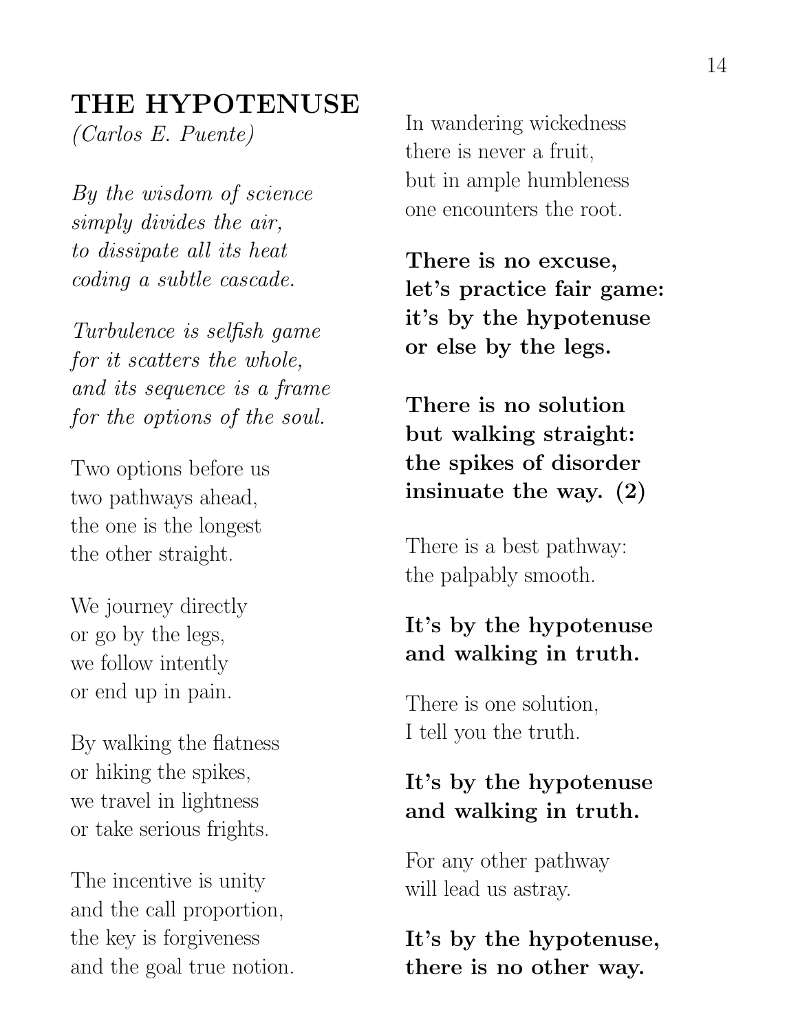## THE HYPOTENUSE

*(Carlos E. Puente)*

*By the wisdom of science*
*simply divides the air,*
*to dissipate all its heat*
*coding a subtle cascade.*

*Turbulence is selfish game*
*for it scatters the whole,*
*and its sequence is a frame*
*for the options of the soul.*

Two options before us
two pathways ahead,
the one is the longest
the other straight.

We journey directly
or go by the legs,
we follow intently
or end up in pain.

By walking the flatness
or hiking the spikes,
we travel in lightness
or take serious frights.

The incentive is unity
and the call proportion,
the key is forgiveness
and the goal true notion.

In wandering wickedness
there is never a fruit,
but in ample humbleness
one encounters the root.

**There is no excuse,**
**let's practice fair game:**
**it's by the hypotenuse**
**or else by the legs.**

**There is no solution**
**but walking straight:**
**the spikes of disorder**
**insinuate the way. (2)**

There is a best pathway:
the palpably smooth.

**It's by the hypotenuse**
**and walking in truth.**

There is one solution,
I tell you the truth.

**It's by the hypotenuse**
**and walking in truth.**

For any other pathway
will lead us astray.

**It's by the hypotenuse,**
**there is no other way.**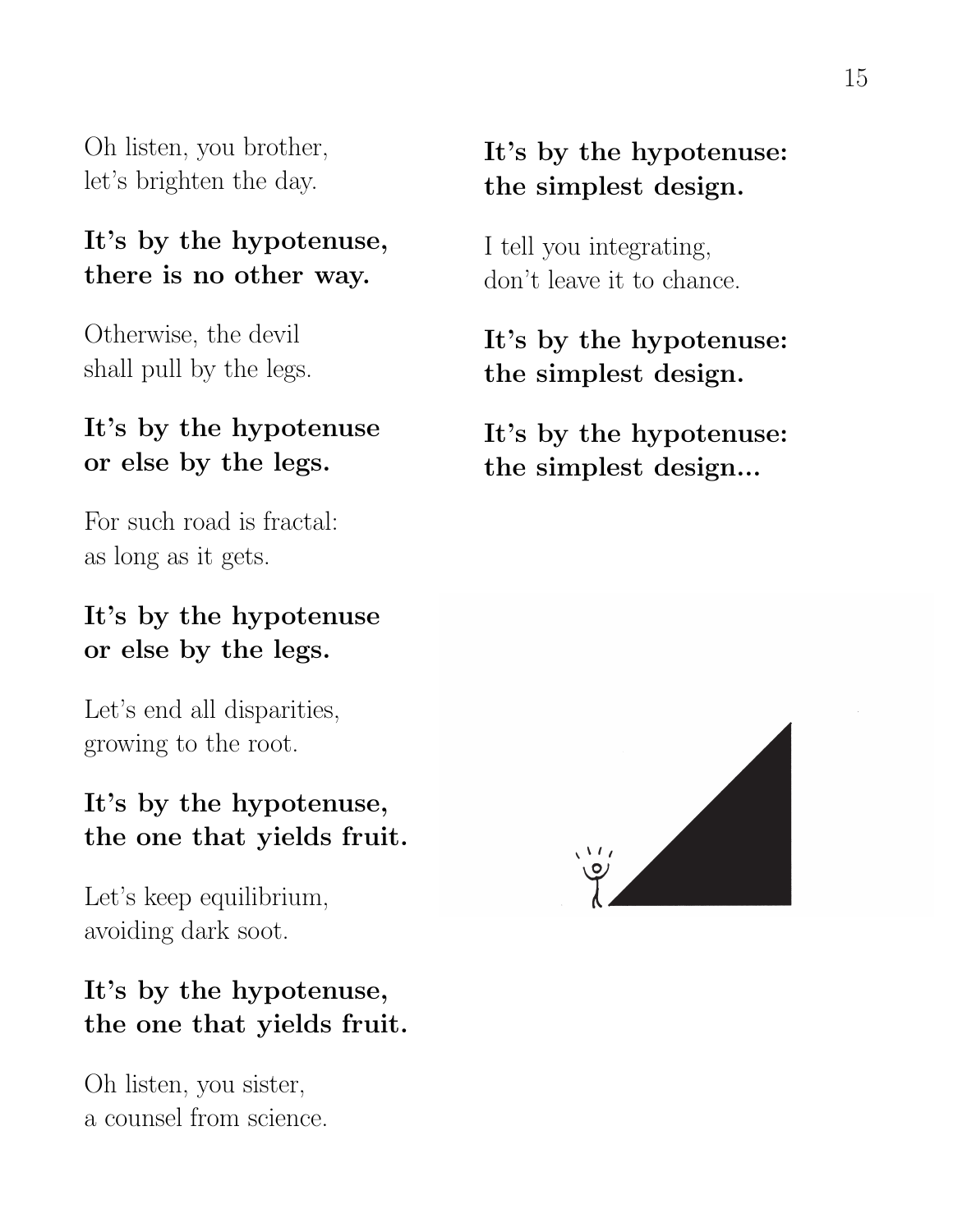Oh listen, you brother,
let's brighten the day.

**It's by the hypotenuse,
there is no other way.**

Otherwise, the devil
shall pull by the legs.

**It's by the hypotenuse
or else by the legs.**

For such road is fractal:
as long as it gets.

**It's by the hypotenuse
or else by the legs.**

Let's end all disparities,
growing to the root.

**It's by the hypotenuse,
the one that yields fruit.**

Let's keep equilibrium,
avoiding dark soot.

**It's by the hypotenuse,
the one that yields fruit.**

Oh listen, you sister,
a counsel from science.

**It's by the hypotenuse:
the simplest design.**

I tell you integrating,
don't leave it to chance.

**It's by the hypotenuse:
the simplest design.**

**It's by the hypotenuse:
the simplest design...**